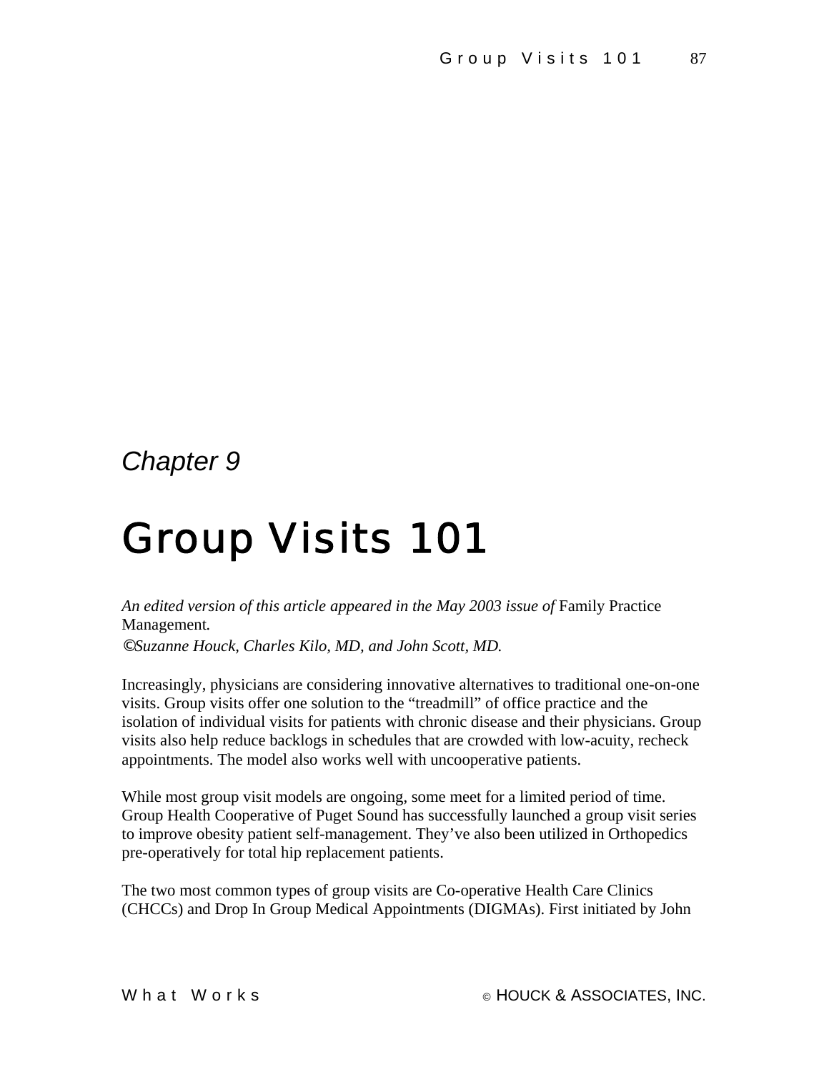*Chapter 9*

# Group Visits 101

*An edited version of this article appeared in the May 2003 issue of* Family Practice Management*.*

*©Suzanne Houck, Charles Kilo, MD, and John Scott, MD.*

Increasingly, physicians are considering innovative alternatives to traditional one-on-one visits. Group visits offer one solution to the "treadmill" of office practice and the isolation of individual visits for patients with chronic disease and their physicians. Group visits also help reduce backlogs in schedules that are crowded with low-acuity, recheck appointments. The model also works well with uncooperative patients.

While most group visit models are ongoing, some meet for a limited period of time. Group Health Cooperative of Puget Sound has successfully launched a group visit series to improve obesity patient self-management. They've also been utilized in Orthopedics pre-operatively for total hip replacement patients.

The two most common types of group visits are Co-operative Health Care Clinics (CHCCs) and Drop In Group Medical Appointments (DIGMAs). First initiated by John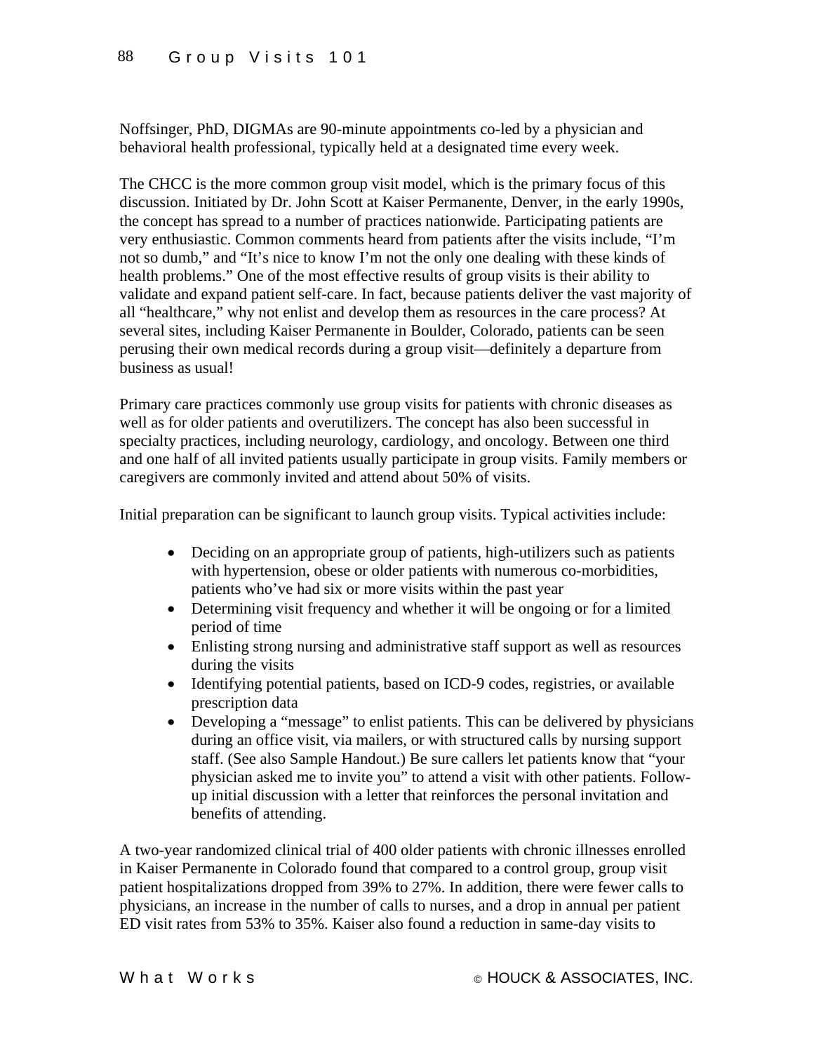Noffsinger, PhD, DIGMAs are 90-minute appointments co-led by a physician and behavioral health professional, typically held at a designated time every week.

The CHCC is the more common group visit model, which is the primary focus of this discussion. Initiated by Dr. John Scott at Kaiser Permanente, Denver, in the early 1990s, the concept has spread to a number of practices nationwide. Participating patients are very enthusiastic. Common comments heard from patients after the visits include, "I'm not so dumb," and "It's nice to know I'm not the only one dealing with these kinds of health problems." One of the most effective results of group visits is their ability to validate and expand patient self-care. In fact, because patients deliver the vast majority of all "healthcare," why not enlist and develop them as resources in the care process? At several sites, including Kaiser Permanente in Boulder, Colorado, patients can be seen perusing their own medical records during a group visit—definitely a departure from business as usual!

Primary care practices commonly use group visits for patients with chronic diseases as well as for older patients and overutilizers. The concept has also been successful in specialty practices, including neurology, cardiology, and oncology. Between one third and one half of all invited patients usually participate in group visits. Family members or caregivers are commonly invited and attend about 50% of visits.

Initial preparation can be significant to launch group visits. Typical activities include:

- Deciding on an appropriate group of patients, high-utilizers such as patients with hypertension, obese or older patients with numerous co-morbidities, patients who've had six or more visits within the past year
- Determining visit frequency and whether it will be ongoing or for a limited period of time
- Enlisting strong nursing and administrative staff support as well as resources during the visits
- Identifying potential patients, based on ICD-9 codes, registries, or available prescription data
- Developing a "message" to enlist patients. This can be delivered by physicians during an office visit, via mailers, or with structured calls by nursing support staff. (See also Sample Handout.) Be sure callers let patients know that "your physician asked me to invite you" to attend a visit with other patients. Follow-up initial discussion with a letter that reinforces the personal invitation and benefits of attending.

A two-year randomized clinical trial of 400 older patients with chronic illnesses enrolled in Kaiser Permanente in Colorado found that compared to a control group, group visit patient hospitalizations dropped from 39% to 27%. In addition, there were fewer calls to physicians, an increase in the number of calls to nurses, and a drop in annual per patient ED visit rates from 53% to 35%. Kaiser also found a reduction in same-day visits to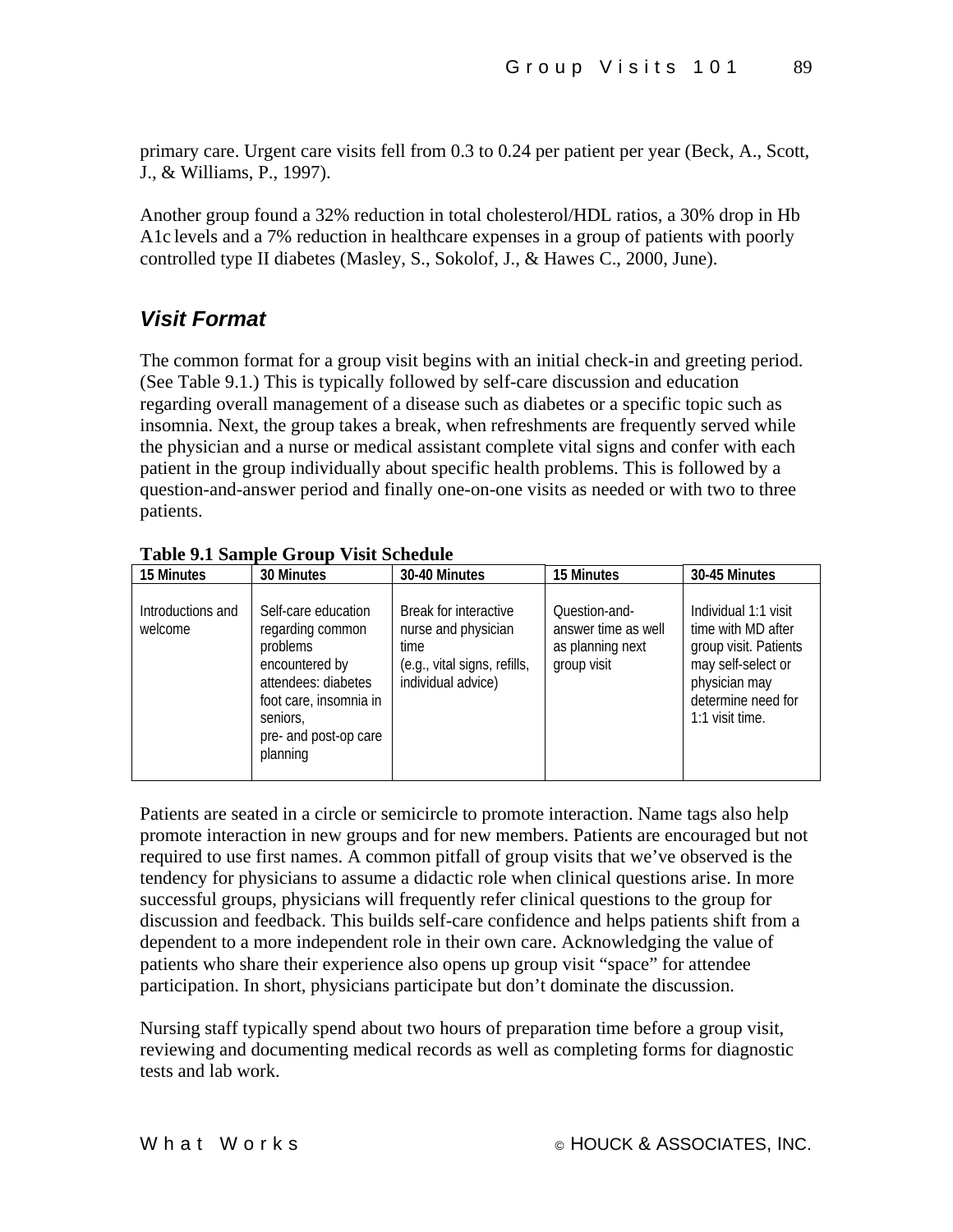primary care. Urgent care visits fell from 0.3 to 0.24 per patient per year (Beck, A., Scott, J., & Williams, P., 1997).

Another group found a 32% reduction in total cholesterol/HDL ratios, a 30% drop in Hb A1c levels and a 7% reduction in healthcare expenses in a group of patients with poorly controlled type II diabetes (Masley, S., Sokolof, J., & Hawes C., 2000, June).

## *Visit Format*

The common format for a group visit begins with an initial check-in and greeting period. (See Table 9.1.) This is typically followed by self-care discussion and education regarding overall management of a disease such as diabetes or a specific topic such as insomnia. Next, the group takes a break, when refreshments are frequently served while the physician and a nurse or medical assistant complete vital signs and confer with each patient in the group individually about specific health problems. This is followed by a question-and-answer period and finally one-on-one visits as needed or with two to three patients.

**Table 9.1 Sample Group Visit Schedule**

| 15 Minutes | 30 Minutes | 30-40 Minutes | 15 Minutes | 30-45 Minutes |
|---|---|---|---|---|
| Introductions and welcome | Self-care education regarding common problems encountered by attendees: diabetes foot care, insomnia in seniors, pre- and post-op care planning | Break for interactive nurse and physician time (e.g., vital signs, refills, individual advice) | Question-and-answer time as well as planning next group visit | Individual 1:1 visit time with MD after group visit. Patients may self-select or physician may determine need for 1:1 visit time. |

Patients are seated in a circle or semicircle to promote interaction. Name tags also help promote interaction in new groups and for new members. Patients are encouraged but not required to use first names. A common pitfall of group visits that we've observed is the tendency for physicians to assume a didactic role when clinical questions arise. In more successful groups, physicians will frequently refer clinical questions to the group for discussion and feedback. This builds self-care confidence and helps patients shift from a dependent to a more independent role in their own care. Acknowledging the value of patients who share their experience also opens up group visit "space" for attendee participation. In short, physicians participate but don't dominate the discussion.

Nursing staff typically spend about two hours of preparation time before a group visit, reviewing and documenting medical records as well as completing forms for diagnostic tests and lab work.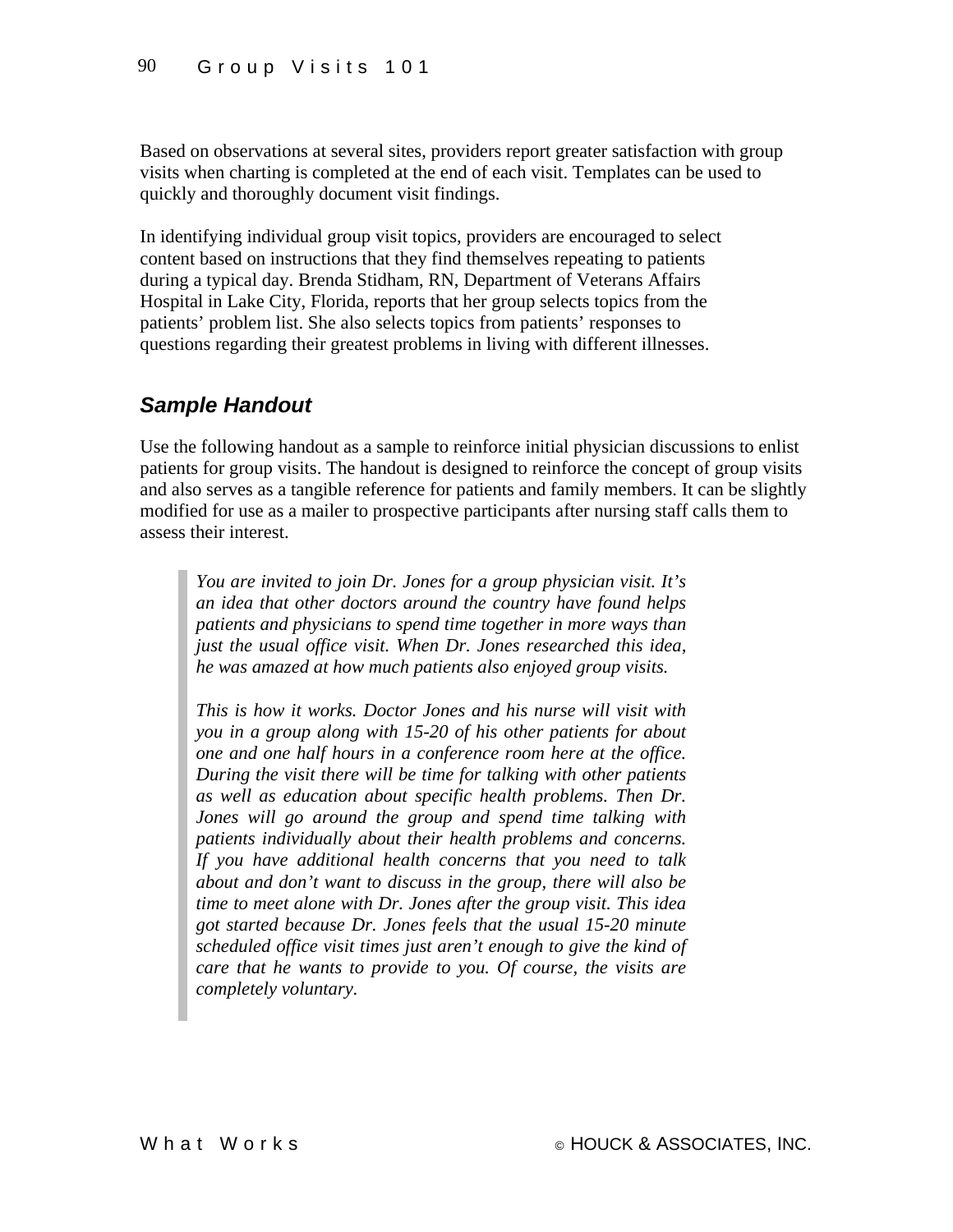Based on observations at several sites, providers report greater satisfaction with group visits when charting is completed at the end of each visit. Templates can be used to quickly and thoroughly document visit findings.

In identifying individual group visit topics, providers are encouraged to select content based on instructions that they find themselves repeating to patients during a typical day. Brenda Stidham, RN, Department of Veterans Affairs Hospital in Lake City, Florida, reports that her group selects topics from the patients' problem list. She also selects topics from patients' responses to questions regarding their greatest problems in living with different illnesses.

### *Sample Handout*

Use the following handout as a sample to reinforce initial physician discussions to enlist patients for group visits. The handout is designed to reinforce the concept of group visits and also serves as a tangible reference for patients and family members. It can be slightly modified for use as a mailer to prospective participants after nursing staff calls them to assess their interest.

> *You are invited to join Dr. Jones for a group physician visit. It's an idea that other doctors around the country have found helps patients and physicians to spend time together in more ways than just the usual office visit. When Dr. Jones researched this idea, he was amazed at how much patients also enjoyed group visits.*
>
> *This is how it works. Doctor Jones and his nurse will visit with you in a group along with 15-20 of his other patients for about one and one half hours in a conference room here at the office. During the visit there will be time for talking with other patients as well as education about specific health problems. Then Dr. Jones will go around the group and spend time talking with patients individually about their health problems and concerns. If you have additional health concerns that you need to talk about and don't want to discuss in the group, there will also be time to meet alone with Dr. Jones after the group visit. This idea got started because Dr. Jones feels that the usual 15-20 minute scheduled office visit times just aren't enough to give the kind of care that he wants to provide to you. Of course, the visits are completely voluntary.*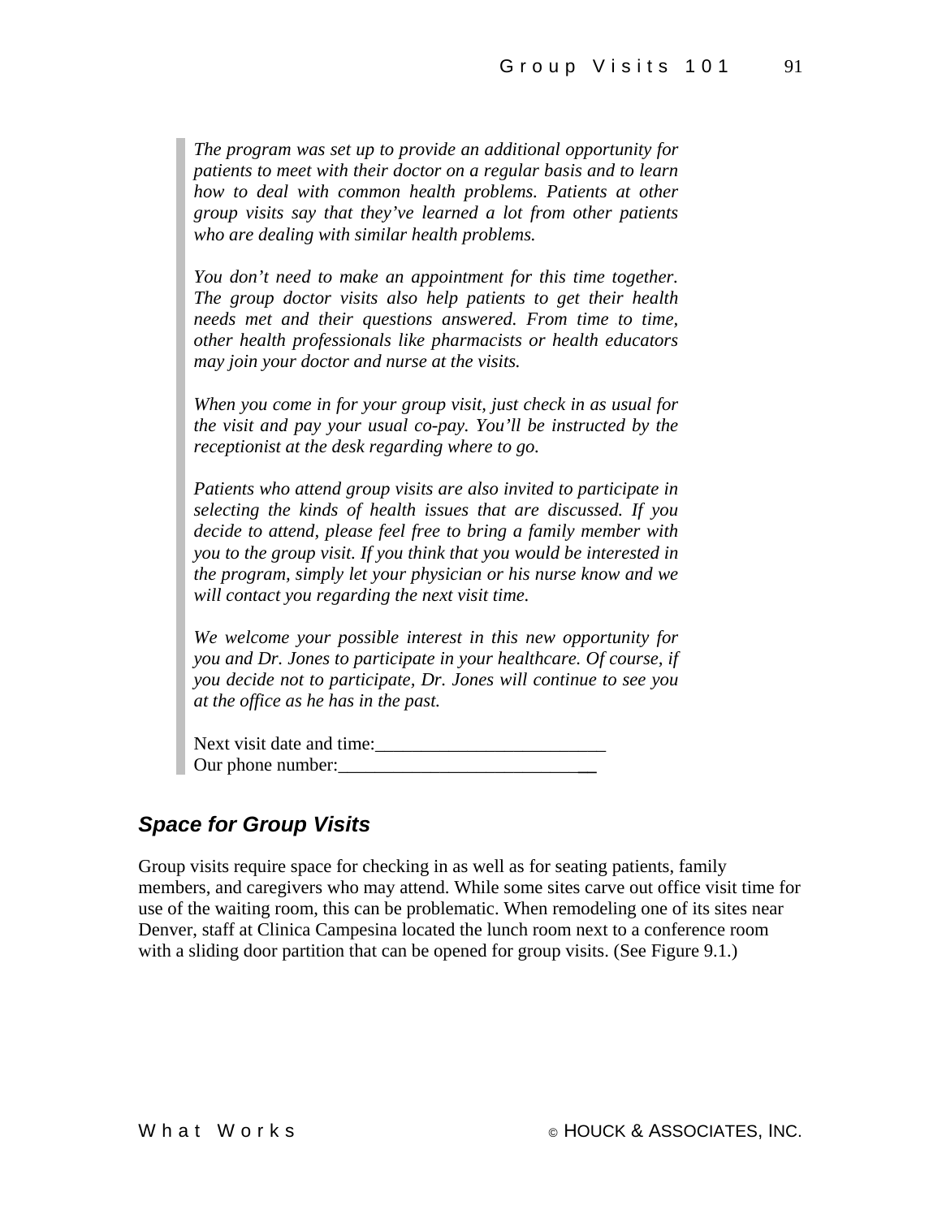*The program was set up to provide an additional opportunity for patients to meet with their doctor on a regular basis and to learn how to deal with common health problems. Patients at other group visits say that they've learned a lot from other patients who are dealing with similar health problems.*

*You don't need to make an appointment for this time together. The group doctor visits also help patients to get their health needs met and their questions answered. From time to time, other health professionals like pharmacists or health educators may join your doctor and nurse at the visits.*

*When you come in for your group visit, just check in as usual for the visit and pay your usual co-pay. You'll be instructed by the receptionist at the desk regarding where to go.*

*Patients who attend group visits are also invited to participate in selecting the kinds of health issues that are discussed. If you decide to attend, please feel free to bring a family member with you to the group visit. If you think that you would be interested in the program, simply let your physician or his nurse know and we will contact you regarding the next visit time.*

*We welcome your possible interest in this new opportunity for you and Dr. Jones to participate in your healthcare. Of course, if you decide not to participate, Dr. Jones will continue to see you at the office as he has in the past.*

Next visit date and time:_________________________
Our phone number:_____________________________

### *Space for Group Visits*

Group visits require space for checking in as well as for seating patients, family members, and caregivers who may attend. While some sites carve out office visit time for use of the waiting room, this can be problematic. When remodeling one of its sites near Denver, staff at Clinica Campesina located the lunch room next to a conference room with a sliding door partition that can be opened for group visits. (See Figure 9.1.)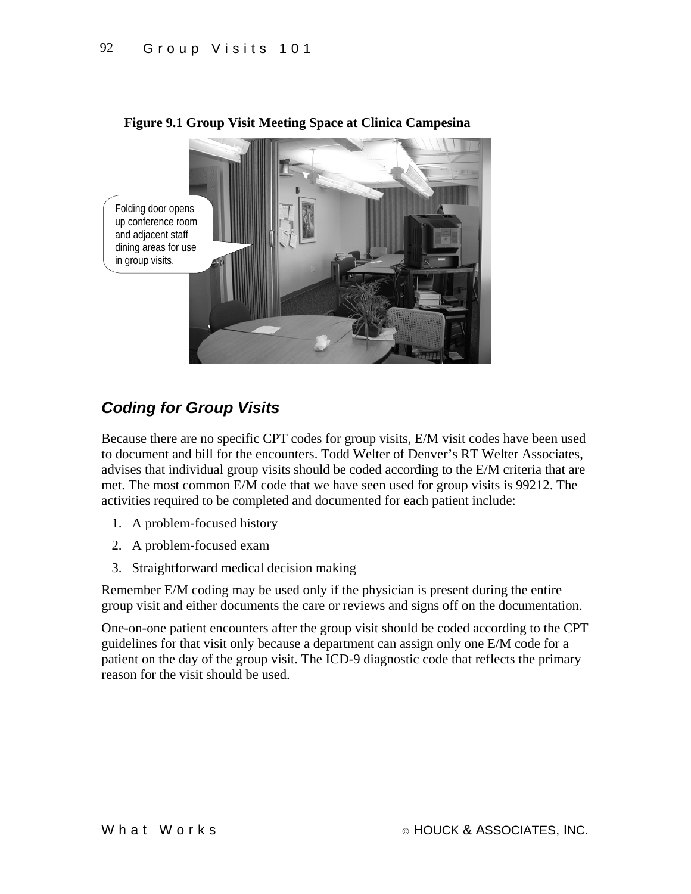**Figure 9.1 Group Visit Meeting Space at Clinica Campesina**

Folding door opens up conference room and adjacent staff dining areas for use in group visits.

## *Coding for Group Visits*

Because there are no specific CPT codes for group visits, E/M visit codes have been used to document and bill for the encounters. Todd Welter of Denver's RT Welter Associates, advises that individual group visits should be coded according to the E/M criteria that are met. The most common E/M code that we have seen used for group visits is 99212. The activities required to be completed and documented for each patient include:

1. A problem-focused history
2. A problem-focused exam
3. Straightforward medical decision making

Remember E/M coding may be used only if the physician is present during the entire group visit and either documents the care or reviews and signs off on the documentation.

One-on-one patient encounters after the group visit should be coded according to the CPT guidelines for that visit only because a department can assign only one E/M code for a patient on the day of the group visit. The ICD-9 diagnostic code that reflects the primary reason for the visit should be used.